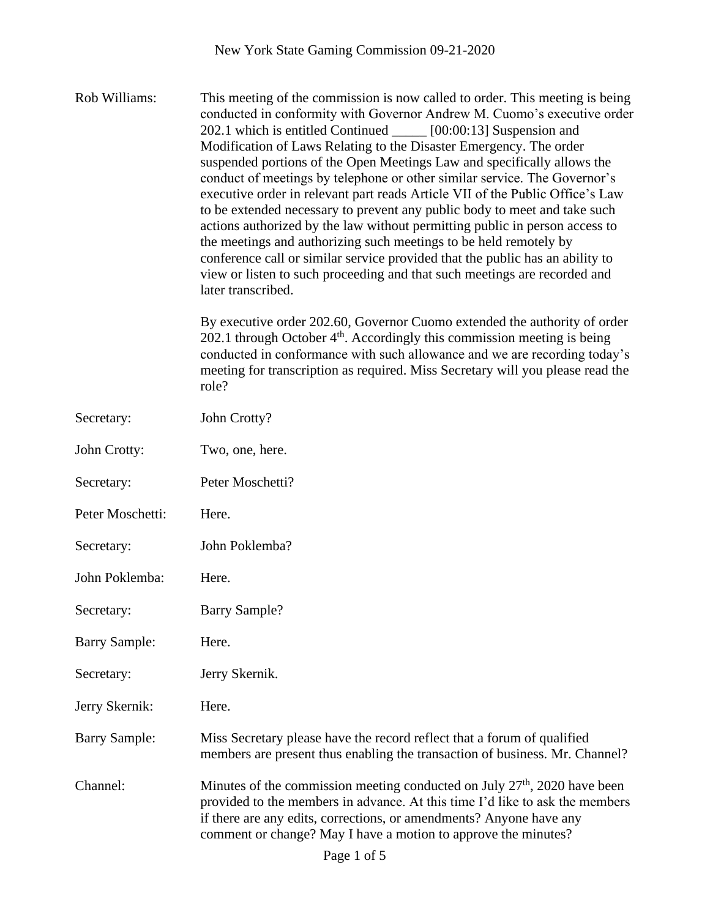New York State Gaming Commission 09-21-2020

**Rob Williams:** This meeting of the commission is now called to order. This meeting is being conducted in conformity with Governor Andrew M. Cuomo's executive order 202.1 which is entitled Continued _____ [00:00:13] Suspension and Modification of Laws Relating to the Disaster Emergency. The order suspended portions of the Open Meetings Law and specifically allows the conduct of meetings by telephone or other similar service. The Governor's executive order in relevant part reads Article VII of the Public Office's Law to be extended necessary to prevent any public body to meet and take such actions authorized by the law without permitting public in person access to the meetings and authorizing such meetings to be held remotely by conference call or similar service provided that the public has an ability to view or listen to such proceeding and that such meetings are recorded and later transcribed.

By executive order 202.60, Governor Cuomo extended the authority of order 202.1 through October 4th. Accordingly this commission meeting is being conducted in conformance with such allowance and we are recording today's meeting for transcription as required. Miss Secretary will you please read the role?

**Secretary:** John Crotty?

**John Crotty:** Two, one, here.

**Secretary:** Peter Moschetti?

**Peter Moschetti:** Here.

**Secretary:** John Poklemba?

**John Poklemba:** Here.

**Secretary:** Barry Sample?

**Barry Sample:** Here.

**Secretary:** Jerry Skernik.

**Jerry Skernik:** Here.

**Barry Sample:** Miss Secretary please have the record reflect that a forum of qualified members are present thus enabling the transaction of business. Mr. Channel?

**Channel:** Minutes of the commission meeting conducted on July 27th, 2020 have been provided to the members in advance. At this time I'd like to ask the members if there are any edits, corrections, or amendments? Anyone have any comment or change? May I have a motion to approve the minutes?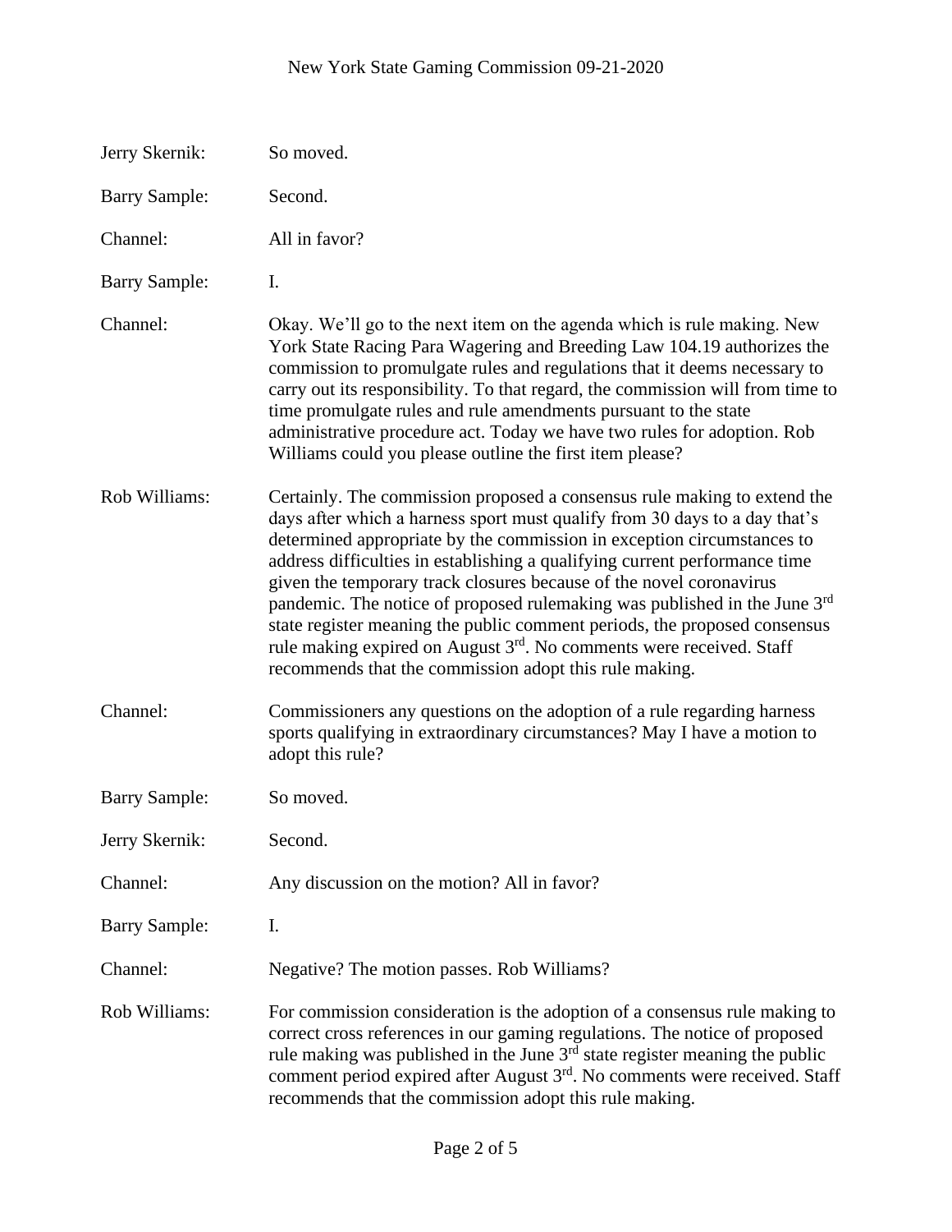**Jerry Skernik:** So moved.

**Barry Sample:** Second.

**Channel:** All in favor?

**Barry Sample:** I.

**Channel:** Okay. We'll go to the next item on the agenda which is rule making. New York State Racing Para Wagering and Breeding Law 104.19 authorizes the commission to promulgate rules and regulations that it deems necessary to carry out its responsibility. To that regard, the commission will from time to time promulgate rules and rule amendments pursuant to the state administrative procedure act. Today we have two rules for adoption. Rob Williams could you please outline the first item please?

**Rob Williams:** Certainly. The commission proposed a consensus rule making to extend the days after which a harness sport must qualify from 30 days to a day that's determined appropriate by the commission in exception circumstances to address difficulties in establishing a qualifying current performance time given the temporary track closures because of the novel coronavirus pandemic. The notice of proposed rulemaking was published in the June 3rd state register meaning the public comment periods, the proposed consensus rule making expired on August 3rd. No comments were received. Staff recommends that the commission adopt this rule making.

**Channel:** Commissioners any questions on the adoption of a rule regarding harness sports qualifying in extraordinary circumstances? May I have a motion to adopt this rule?

**Barry Sample:** So moved.

**Jerry Skernik:** Second.

**Channel:** Any discussion on the motion? All in favor?

**Barry Sample:** I.

**Channel:** Negative? The motion passes. Rob Williams?

**Rob Williams:** For commission consideration is the adoption of a consensus rule making to correct cross references in our gaming regulations. The notice of proposed rule making was published in the June 3rd state register meaning the public comment period expired after August 3rd. No comments were received. Staff recommends that the commission adopt this rule making.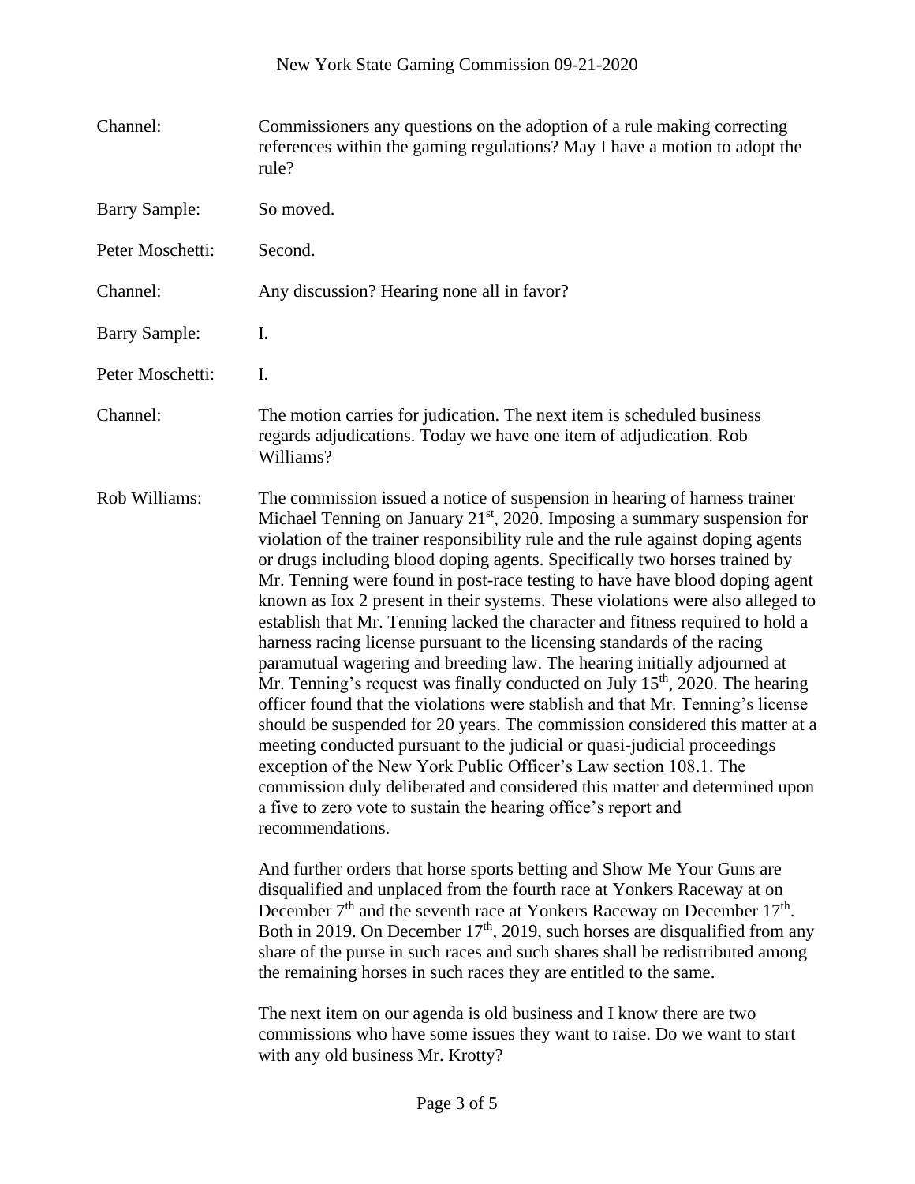Channel: Commissioners any questions on the adoption of a rule making correcting references within the gaming regulations? May I have a motion to adopt the rule?

Barry Sample: So moved.

Peter Moschetti: Second.

Channel: Any discussion? Hearing none all in favor?

Barry Sample: I.

Peter Moschetti: I.

Channel: The motion carries for judication. The next item is scheduled business regards adjudications. Today we have one item of adjudication. Rob Williams?

Rob Williams: The commission issued a notice of suspension in hearing of harness trainer Michael Tenning on January 21st, 2020. Imposing a summary suspension for violation of the trainer responsibility rule and the rule against doping agents or drugs including blood doping agents. Specifically two horses trained by Mr. Tenning were found in post-race testing to have have blood doping agent known as Iox 2 present in their systems. These violations were also alleged to establish that Mr. Tenning lacked the character and fitness required to hold a harness racing license pursuant to the licensing standards of the racing paramutual wagering and breeding law. The hearing initially adjourned at Mr. Tenning's request was finally conducted on July 15th, 2020. The hearing officer found that the violations were stablish and that Mr. Tenning's license should be suspended for 20 years. The commission considered this matter at a meeting conducted pursuant to the judicial or quasi-judicial proceedings exception of the New York Public Officer's Law section 108.1. The commission duly deliberated and considered this matter and determined upon a five to zero vote to sustain the hearing office's report and recommendations.

And further orders that horse sports betting and Show Me Your Guns are disqualified and unplaced from the fourth race at Yonkers Raceway at on December 7th and the seventh race at Yonkers Raceway on December 17th. Both in 2019. On December 17th, 2019, such horses are disqualified from any share of the purse in such races and such shares shall be redistributed among the remaining horses in such races they are entitled to the same.

The next item on our agenda is old business and I know there are two commissions who have some issues they want to raise. Do we want to start with any old business Mr. Krotty?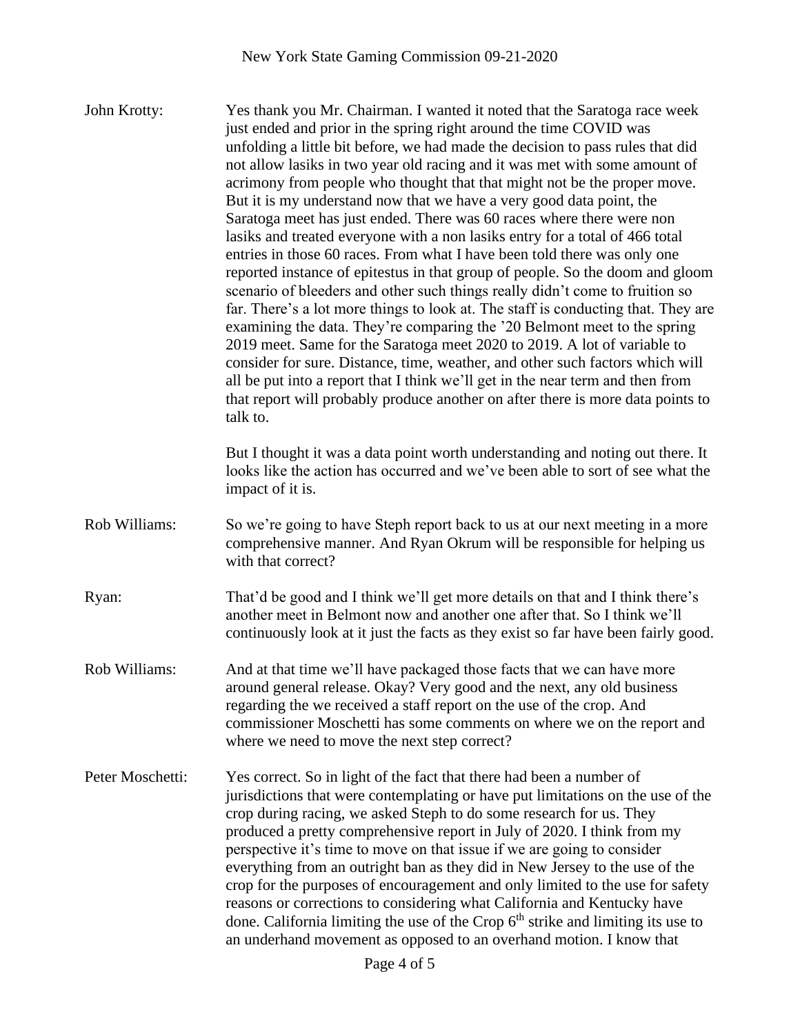John Krotty: Yes thank you Mr. Chairman. I wanted it noted that the Saratoga race week just ended and prior in the spring right around the time COVID was unfolding a little bit before, we had made the decision to pass rules that did not allow lasiks in two year old racing and it was met with some amount of acrimony from people who thought that that might not be the proper move. But it is my understand now that we have a very good data point, the Saratoga meet has just ended. There was 60 races where there were non lasiks and treated everyone with a non lasiks entry for a total of 466 total entries in those 60 races. From what I have been told there was only one reported instance of epitestus in that group of people. So the doom and gloom scenario of bleeders and other such things really didn't come to fruition so far. There's a lot more things to look at. The staff is conducting that. They are examining the data. They're comparing the '20 Belmont meet to the spring 2019 meet. Same for the Saratoga meet 2020 to 2019. A lot of variable to consider for sure. Distance, time, weather, and other such factors which will all be put into a report that I think we'll get in the near term and then from that report will probably produce another on after there is more data points to talk to.

But I thought it was a data point worth understanding and noting out there. It looks like the action has occurred and we've been able to sort of see what the impact of it is.

Rob Williams: So we're going to have Steph report back to us at our next meeting in a more comprehensive manner. And Ryan Okrum will be responsible for helping us with that correct?

Ryan: That'd be good and I think we'll get more details on that and I think there's another meet in Belmont now and another one after that. So I think we'll continuously look at it just the facts as they exist so far have been fairly good.

Rob Williams: And at that time we'll have packaged those facts that we can have more around general release. Okay? Very good and the next, any old business regarding the we received a staff report on the use of the crop. And commissioner Moschetti has some comments on where we on the report and where we need to move the next step correct?

Peter Moschetti: Yes correct. So in light of the fact that there had been a number of jurisdictions that were contemplating or have put limitations on the use of the crop during racing, we asked Steph to do some research for us. They produced a pretty comprehensive report in July of 2020. I think from my perspective it's time to move on that issue if we are going to consider everything from an outright ban as they did in New Jersey to the use of the crop for the purposes of encouragement and only limited to the use for safety reasons or corrections to considering what California and Kentucky have done. California limiting the use of the Crop 6th strike and limiting its use to an underhand movement as opposed to an overhand motion. I know that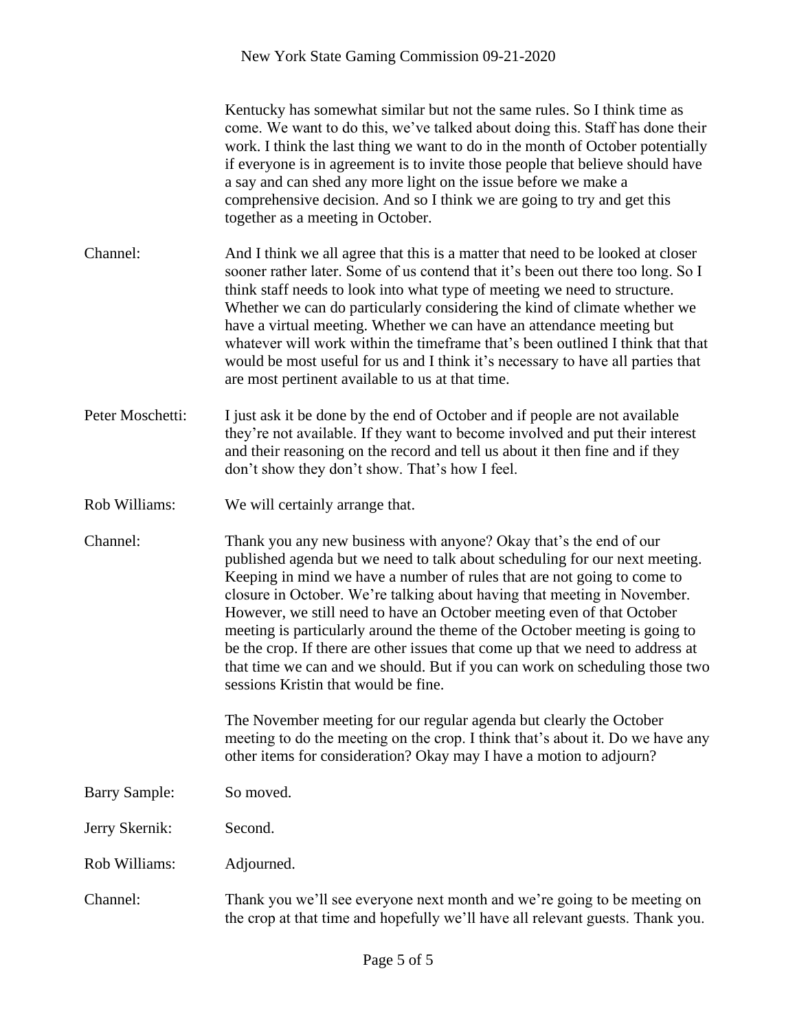Kentucky has somewhat similar but not the same rules. So I think time as come. We want to do this, we've talked about doing this. Staff has done their work. I think the last thing we want to do in the month of October potentially if everyone is in agreement is to invite those people that believe should have a say and can shed any more light on the issue before we make a comprehensive decision. And so I think we are going to try and get this together as a meeting in October.

Channel: And I think we all agree that this is a matter that need to be looked at closer sooner rather later. Some of us contend that it's been out there too long. So I think staff needs to look into what type of meeting we need to structure. Whether we can do particularly considering the kind of climate whether we have a virtual meeting. Whether we can have an attendance meeting but whatever will work within the timeframe that's been outlined I think that that would be most useful for us and I think it's necessary to have all parties that are most pertinent available to us at that time.

Peter Moschetti: I just ask it be done by the end of October and if people are not available they're not available. If they want to become involved and put their interest and their reasoning on the record and tell us about it then fine and if they don't show they don't show. That's how I feel.

Rob Williams: We will certainly arrange that.

Channel: Thank you any new business with anyone? Okay that's the end of our published agenda but we need to talk about scheduling for our next meeting. Keeping in mind we have a number of rules that are not going to come to closure in October. We're talking about having that meeting in November. However, we still need to have an October meeting even of that October meeting is particularly around the theme of the October meeting is going to be the crop. If there are other issues that come up that we need to address at that time we can and we should. But if you can work on scheduling those two sessions Kristin that would be fine.

The November meeting for our regular agenda but clearly the October meeting to do the meeting on the crop. I think that's about it. Do we have any other items for consideration? Okay may I have a motion to adjourn?

Barry Sample: So moved.

Jerry Skernik: Second.

Rob Williams: Adjourned.

Channel: Thank you we'll see everyone next month and we're going to be meeting on the crop at that time and hopefully we'll have all relevant guests. Thank you.